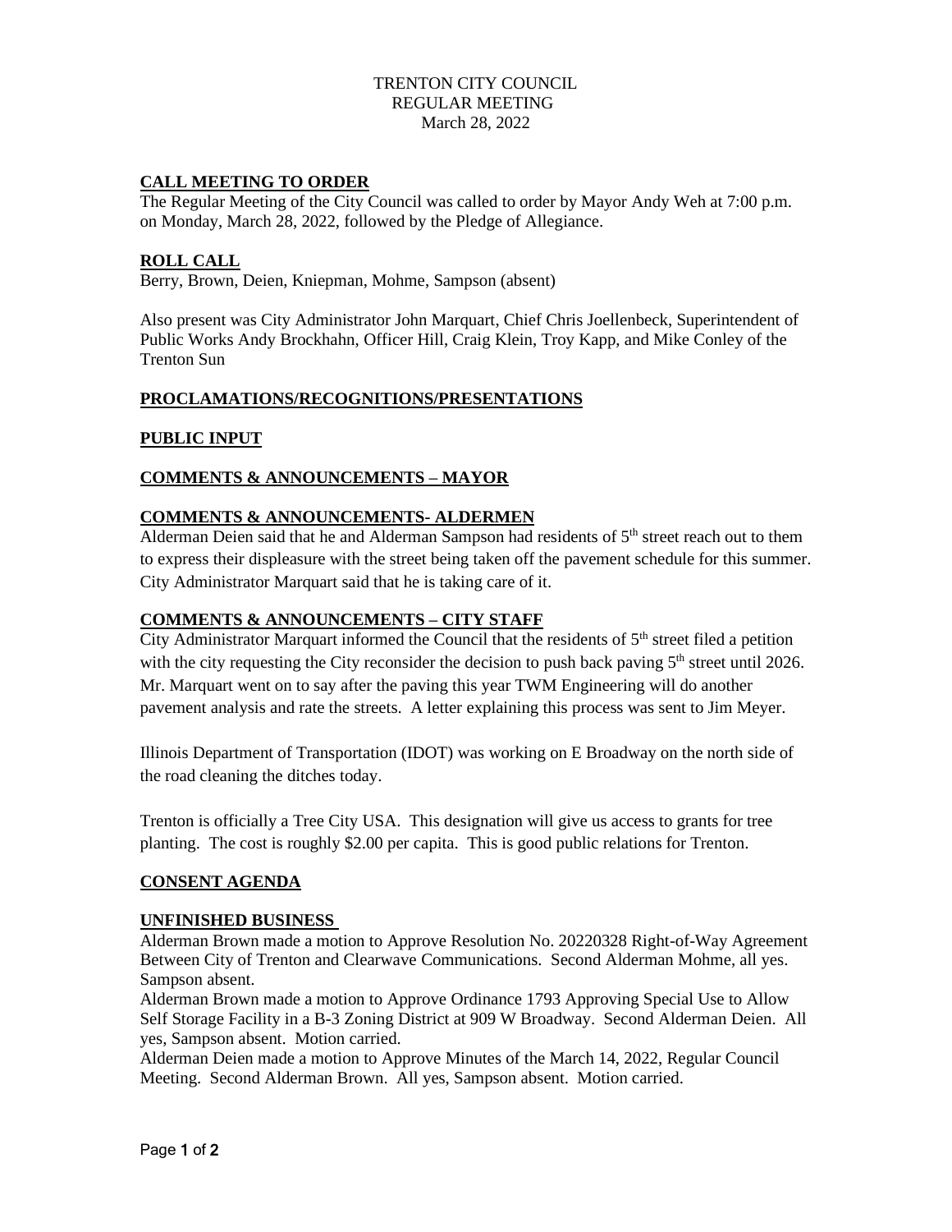TRENTON CITY COUNCIL
REGULAR MEETING
March 28, 2022

## CALL MEETING TO ORDER

The Regular Meeting of the City Council was called to order by Mayor Andy Weh at 7:00 p.m. on Monday, March 28, 2022, followed by the Pledge of Allegiance.

## ROLL CALL

Berry, Brown, Deien, Kniepman, Mohme, Sampson (absent)

Also present was City Administrator John Marquart, Chief Chris Joellenbeck, Superintendent of Public Works Andy Brockhahn, Officer Hill, Craig Klein, Troy Kapp, and Mike Conley of the Trenton Sun

## PROCLAMATIONS/RECOGNITIONS/PRESENTATIONS

## PUBLIC INPUT

## COMMENTS & ANNOUNCEMENTS – MAYOR

## COMMENTS & ANNOUNCEMENTS- ALDERMEN

Alderman Deien said that he and Alderman Sampson had residents of 5th street reach out to them to express their displeasure with the street being taken off the pavement schedule for this summer. City Administrator Marquart said that he is taking care of it.

## COMMENTS & ANNOUNCEMENTS – CITY STAFF

City Administrator Marquart informed the Council that the residents of 5th street filed a petition with the city requesting the City reconsider the decision to push back paving 5th street until 2026. Mr. Marquart went on to say after the paving this year TWM Engineering will do another pavement analysis and rate the streets. A letter explaining this process was sent to Jim Meyer.

Illinois Department of Transportation (IDOT) was working on E Broadway on the north side of the road cleaning the ditches today.

Trenton is officially a Tree City USA. This designation will give us access to grants for tree planting. The cost is roughly $2.00 per capita. This is good public relations for Trenton.

## CONSENT AGENDA

## UNFINISHED BUSINESS

Alderman Brown made a motion to Approve Resolution No. 20220328 Right-of-Way Agreement Between City of Trenton and Clearwave Communications. Second Alderman Mohme, all yes. Sampson absent.

Alderman Brown made a motion to Approve Ordinance 1793 Approving Special Use to Allow Self Storage Facility in a B-3 Zoning District at 909 W Broadway. Second Alderman Deien. All yes, Sampson absent. Motion carried.

Alderman Deien made a motion to Approve Minutes of the March 14, 2022, Regular Council Meeting. Second Alderman Brown. All yes, Sampson absent. Motion carried.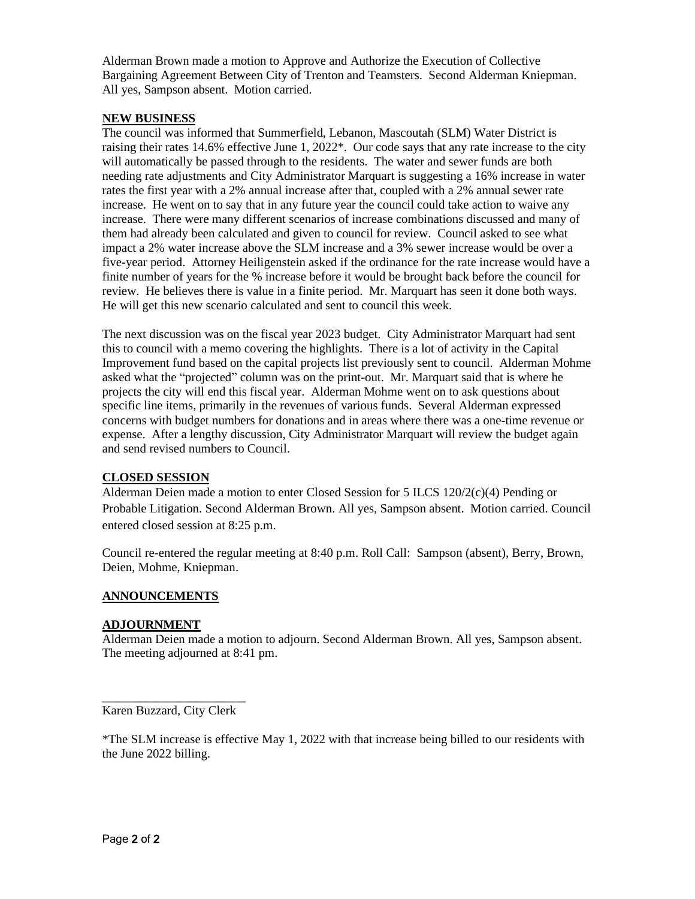Alderman Brown made a motion to Approve and Authorize the Execution of Collective Bargaining Agreement Between City of Trenton and Teamsters. Second Alderman Kniepman. All yes, Sampson absent. Motion carried.

**NEW BUSINESS**

The council was informed that Summerfield, Lebanon, Mascoutah (SLM) Water District is raising their rates 14.6% effective June 1, 2022*. Our code says that any rate increase to the city will automatically be passed through to the residents. The water and sewer funds are both needing rate adjustments and City Administrator Marquart is suggesting a 16% increase in water rates the first year with a 2% annual increase after that, coupled with a 2% annual sewer rate increase. He went on to say that in any future year the council could take action to waive any increase. There were many different scenarios of increase combinations discussed and many of them had already been calculated and given to council for review. Council asked to see what impact a 2% water increase above the SLM increase and a 3% sewer increase would be over a five-year period. Attorney Heiligenstein asked if the ordinance for the rate increase would have a finite number of years for the % increase before it would be brought back before the council for review. He believes there is value in a finite period. Mr. Marquart has seen it done both ways. He will get this new scenario calculated and sent to council this week.

The next discussion was on the fiscal year 2023 budget. City Administrator Marquart had sent this to council with a memo covering the highlights. There is a lot of activity in the Capital Improvement fund based on the capital projects list previously sent to council. Alderman Mohme asked what the "projected" column was on the print-out. Mr. Marquart said that is where he projects the city will end this fiscal year. Alderman Mohme went on to ask questions about specific line items, primarily in the revenues of various funds. Several Alderman expressed concerns with budget numbers for donations and in areas where there was a one-time revenue or expense. After a lengthy discussion, City Administrator Marquart will review the budget again and send revised numbers to Council.

**CLOSED SESSION**

Alderman Deien made a motion to enter Closed Session for 5 ILCS 120/2(c)(4) Pending or Probable Litigation. Second Alderman Brown. All yes, Sampson absent. Motion carried. Council entered closed session at 8:25 p.m.

Council re-entered the regular meeting at 8:40 p.m. Roll Call: Sampson (absent), Berry, Brown, Deien, Mohme, Kniepman.

**ANNOUNCEMENTS**

**ADJOURNMENT**

Alderman Deien made a motion to adjourn. Second Alderman Brown. All yes, Sampson absent. The meeting adjourned at 8:41 pm.

_______________________

Karen Buzzard, City Clerk

*The SLM increase is effective May 1, 2022 with that increase being billed to our residents with the June 2022 billing.